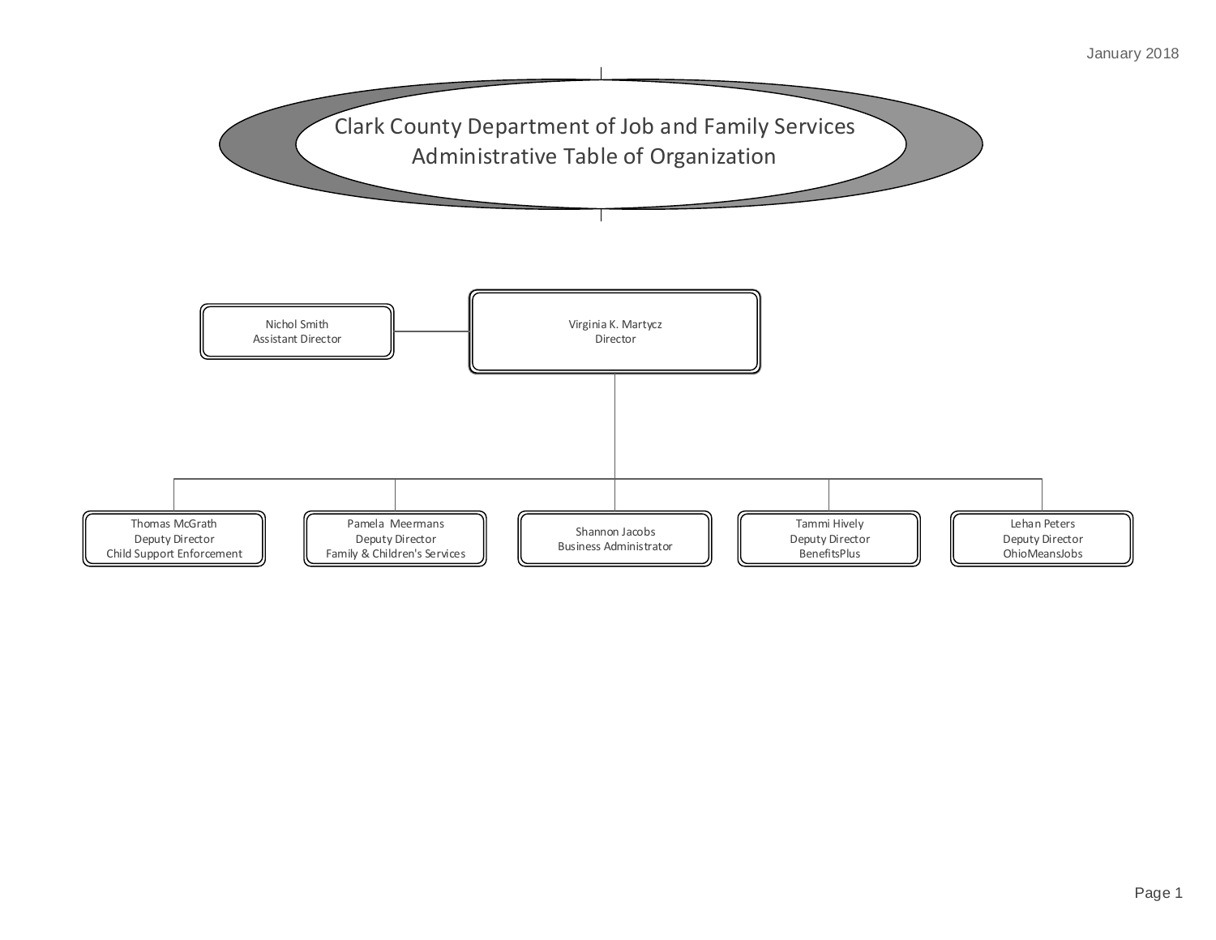January 2018

# Clark County Department of Job and Family Services
## Administrative Table of Organization

**Virginia K. Martycz**
Director

- **Nichol Smith** — Assistant Director

Reporting to the Director:

- **Thomas McGrath** — Deputy Director, Child Support Enforcement
- **Pamela Meermans** — Deputy Director, Family & Children's Services
- **Shannon Jacobs** — Business Administrator
- **Tammi Hively** — Deputy Director, BenefitsPlus
- **Lehan Peters** — Deputy Director, OhioMeansJobs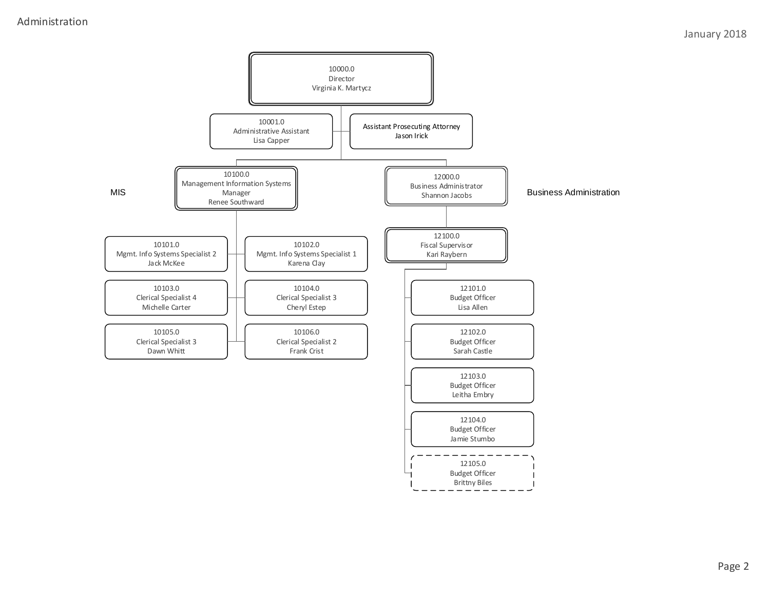# Administration

January 2018

## Director

**10000.0** – Director – Virginia K. Martycz

- **10001.0** – Administrative Assistant – Lisa Capper
- Assistant Prosecuting Attorney – Jason Irick

## MIS

**10100.0** – Management Information Systems Manager – Renee Southward

- **10101.0** – Mgmt. Info Systems Specialist 2 – Jack McKee
- **10102.0** – Mgmt. Info Systems Specialist 1 – Karena Clay
- **10103.0** – Clerical Specialist 4 – Michelle Carter
- **10104.0** – Clerical Specialist 3 – Cheryl Estep
- **10105.0** – Clerical Specialist 3 – Dawn Whitt
- **10106.0** – Clerical Specialist 2 – Frank Crist

## Business Administration

**12000.0** – Business Administrator – Shannon Jacobs

- **12100.0** – Fiscal Supervisor – Kari Raybern
  - **12101.0** – Budget Officer – Lisa Allen
  - **12102.0** – Budget Officer – Sarah Castle
  - **12103.0** – Budget Officer – Leitha Embry
  - **12104.0** – Budget Officer – Jamie Stumbo
  - **12105.0** – Budget Officer – Brittny Biles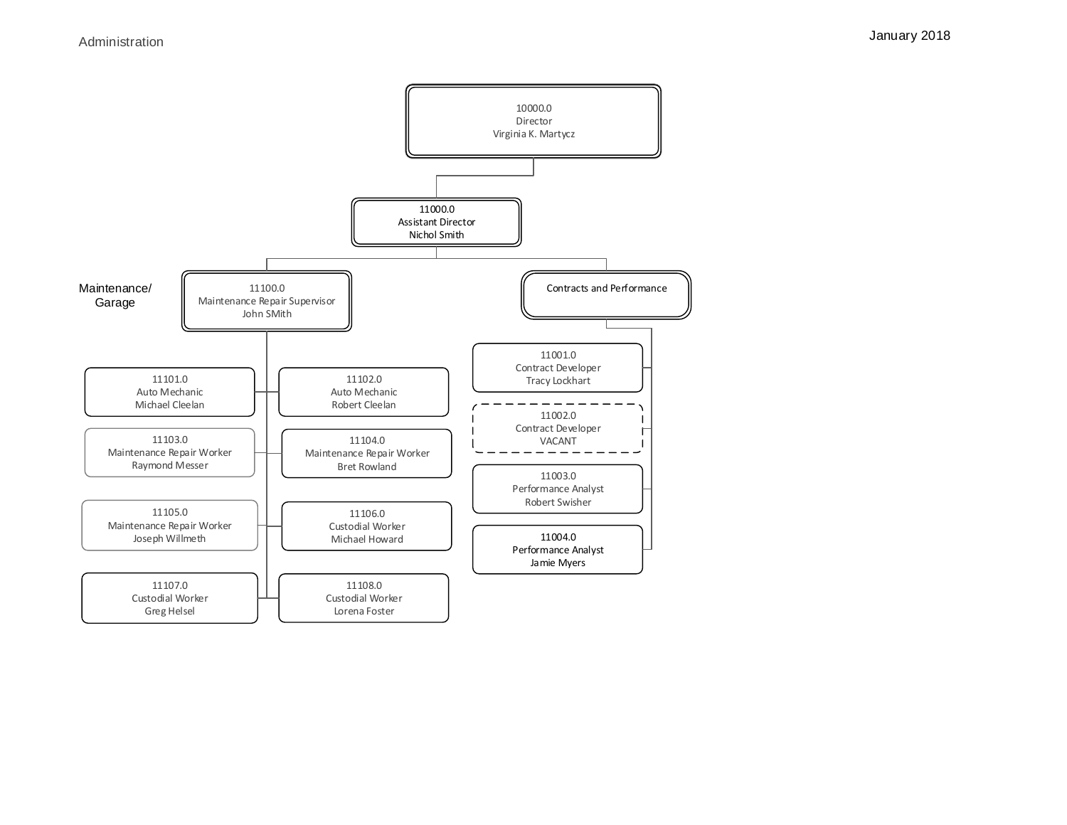# Administration

January 2018

- **10000.0 Director** — Virginia K. Martycz
  - **11000.0 Assistant Director** — Nichol Smith
    - **Maintenance/Garage**
      - **11100.0 Maintenance Repair Supervisor** — John SMith
        - 11101.0 Auto Mechanic — Michael Cleelan
        - 11102.0 Auto Mechanic — Robert Cleelan
        - 11103.0 Maintenance Repair Worker — Raymond Messer
        - 11104.0 Maintenance Repair Worker — Bret Rowland
        - 11105.0 Maintenance Repair Worker — Joseph Willmeth
        - 11106.0 Custodial Worker — Michael Howard
        - 11107.0 Custodial Worker — Greg Helsel
        - 11108.0 Custodial Worker — Lorena Foster
    - **Contracts and Performance**
      - 11001.0 Contract Developer — Tracy Lockhart
      - 11002.0 Contract Developer — VACANT
      - 11003.0 Performance Analyst — Robert Swisher
      - 11004.0 Performance Analyst — Jamie Myers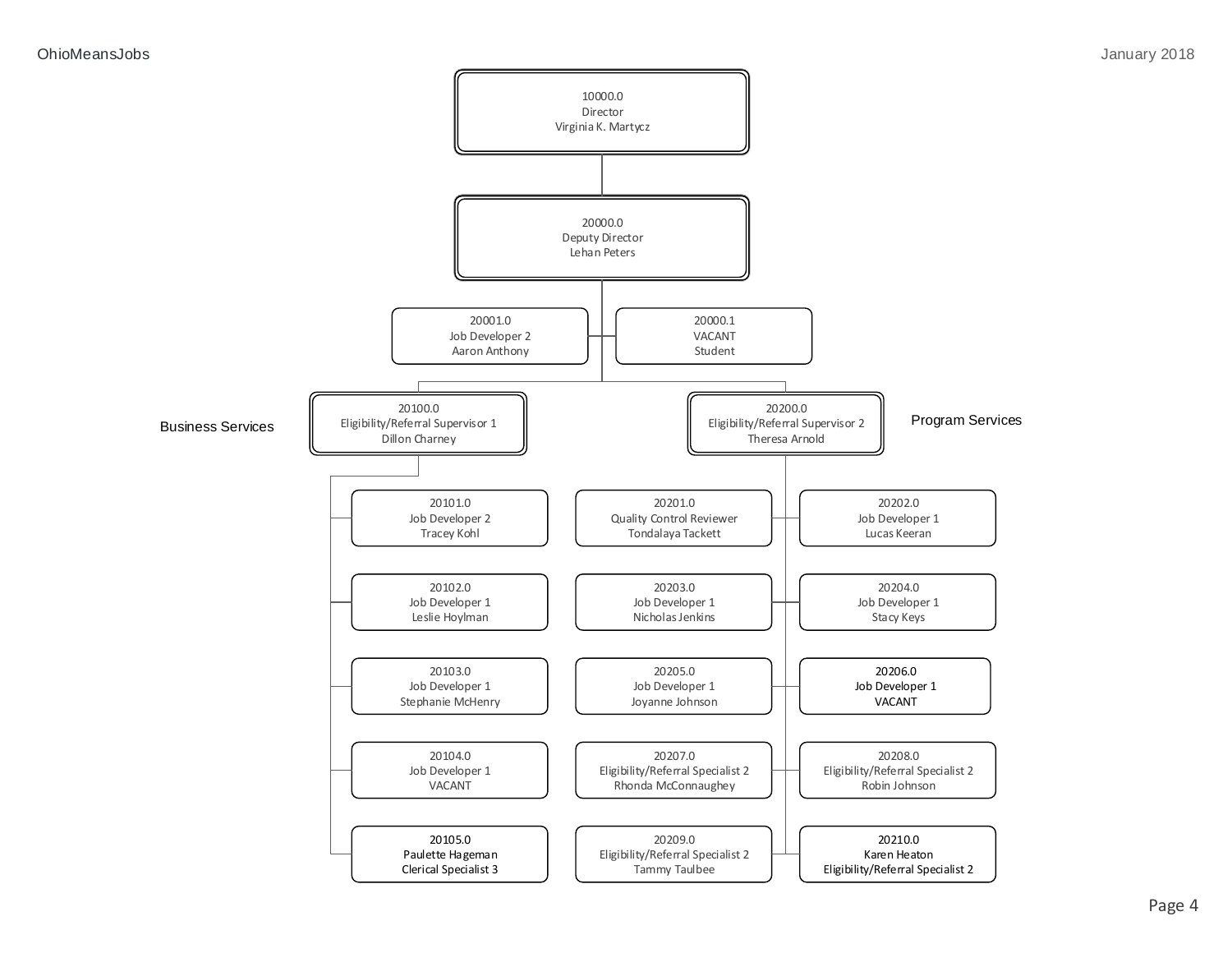**10000.0**
Director
Virginia K. Martycz

- **20000.0**
  Deputy Director
  Lehan Peters
  - 20001.0 — Job Developer 2 — Aaron Anthony
  - 20000.1 — VACANT — Student

## Business Services

- **20100.0**
  Eligibility/Referral Supervisor 1
  Dillon Charney
  - 20101.0 — Job Developer 2 — Tracey Kohl
  - 20102.0 — Job Developer 1 — Leslie Hoylman
  - 20103.0 — Job Developer 1 — Stephanie McHenry
  - 20104.0 — Job Developer 1 — VACANT
  - 20105.0 — Paulette Hageman — Clerical Specialist 3

## Program Services

- **20200.0**
  Eligibility/Referral Supervisor 2
  Theresa Arnold
  - 20201.0 — Quality Control Reviewer — Tondalaya Tackett
  - 20202.0 — Job Developer 1 — Lucas Keeran
  - 20203.0 — Job Developer 1 — Nicholas Jenkins
  - 20204.0 — Job Developer 1 — Stacy Keys
  - 20205.0 — Job Developer 1 — Joyanne Johnson
  - 20206.0 — Job Developer 1 — VACANT
  - 20207.0 — Eligibility/Referral Specialist 2 — Rhonda McConnaughey
  - 20208.0 — Eligibility/Referral Specialist 2 — Robin Johnson
  - 20209.0 — Eligibility/Referral Specialist 2 — Tammy Taulbee
  - 20210.0 — Karen Heaton — Eligibility/Referral Specialist 2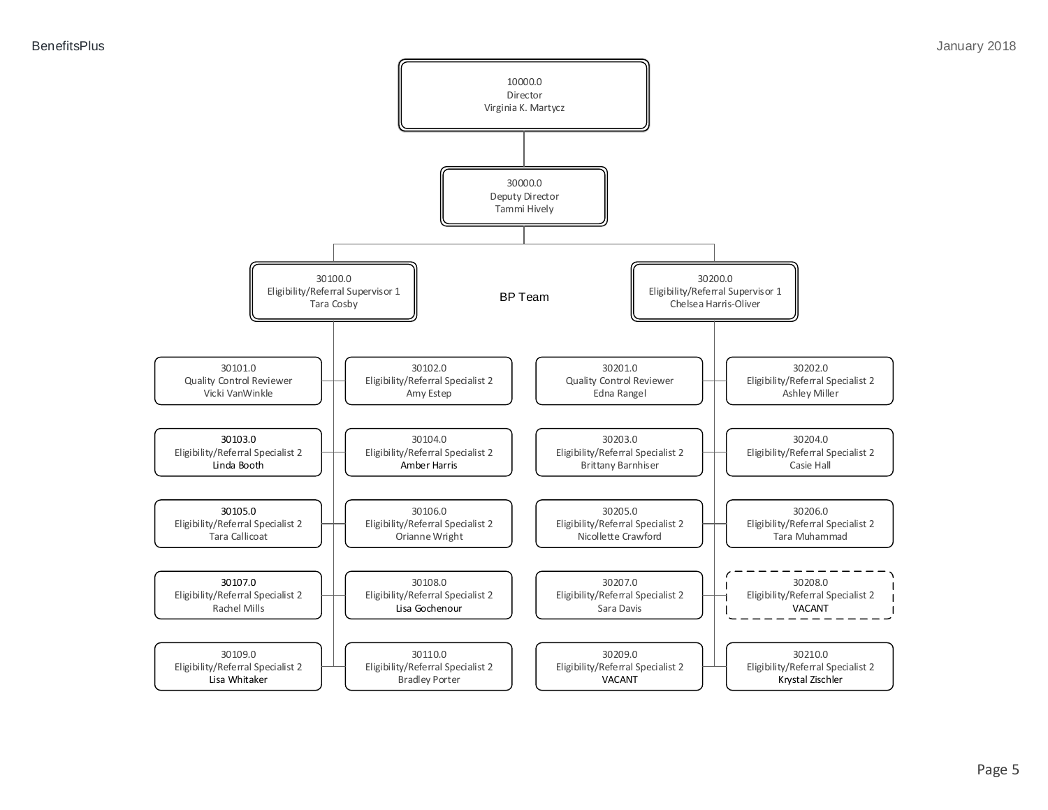# BP Team

- **10000.0** Director — Virginia K. Martycz
  - **30000.0** Deputy Director — Tammi Hively
    - **30100.0** Eligibility/Referral Supervisor 1 — Tara Cosby
      - 30101.0 Quality Control Reviewer — Vicki VanWinkle
      - 30102.0 Eligibility/Referral Specialist 2 — Amy Estep
      - 30103.0 Eligibility/Referral Specialist 2 — Linda Booth
      - 30104.0 Eligibility/Referral Specialist 2 — Amber Harris
      - 30105.0 Eligibility/Referral Specialist 2 — Tara Callicoat
      - 30106.0 Eligibility/Referral Specialist 2 — Orianne Wright
      - 30107.0 Eligibility/Referral Specialist 2 — Rachel Mills
      - 30108.0 Eligibility/Referral Specialist 2 — Lisa Gochenour
      - 30109.0 Eligibility/Referral Specialist 2 — Lisa Whitaker
      - 30110.0 Eligibility/Referral Specialist 2 — Bradley Porter
    - **30200.0** Eligibility/Referral Supervisor 1 — Chelsea Harris-Oliver
      - 30201.0 Quality Control Reviewer — Edna Rangel
      - 30202.0 Eligibility/Referral Specialist 2 — Ashley Miller
      - 30203.0 Eligibility/Referral Specialist 2 — Brittany Barnhiser
      - 30204.0 Eligibility/Referral Specialist 2 — Casie Hall
      - 30205.0 Eligibility/Referral Specialist 2 — Nicollette Crawford
      - 30206.0 Eligibility/Referral Specialist 2 — Tara Muhammad
      - 30207.0 Eligibility/Referral Specialist 2 — Sara Davis
      - 30208.0 Eligibility/Referral Specialist 2 — VACANT
      - 30209.0 Eligibility/Referral Specialist 2 — VACANT
      - 30210.0 Eligibility/Referral Specialist 2 — Krystal Zischler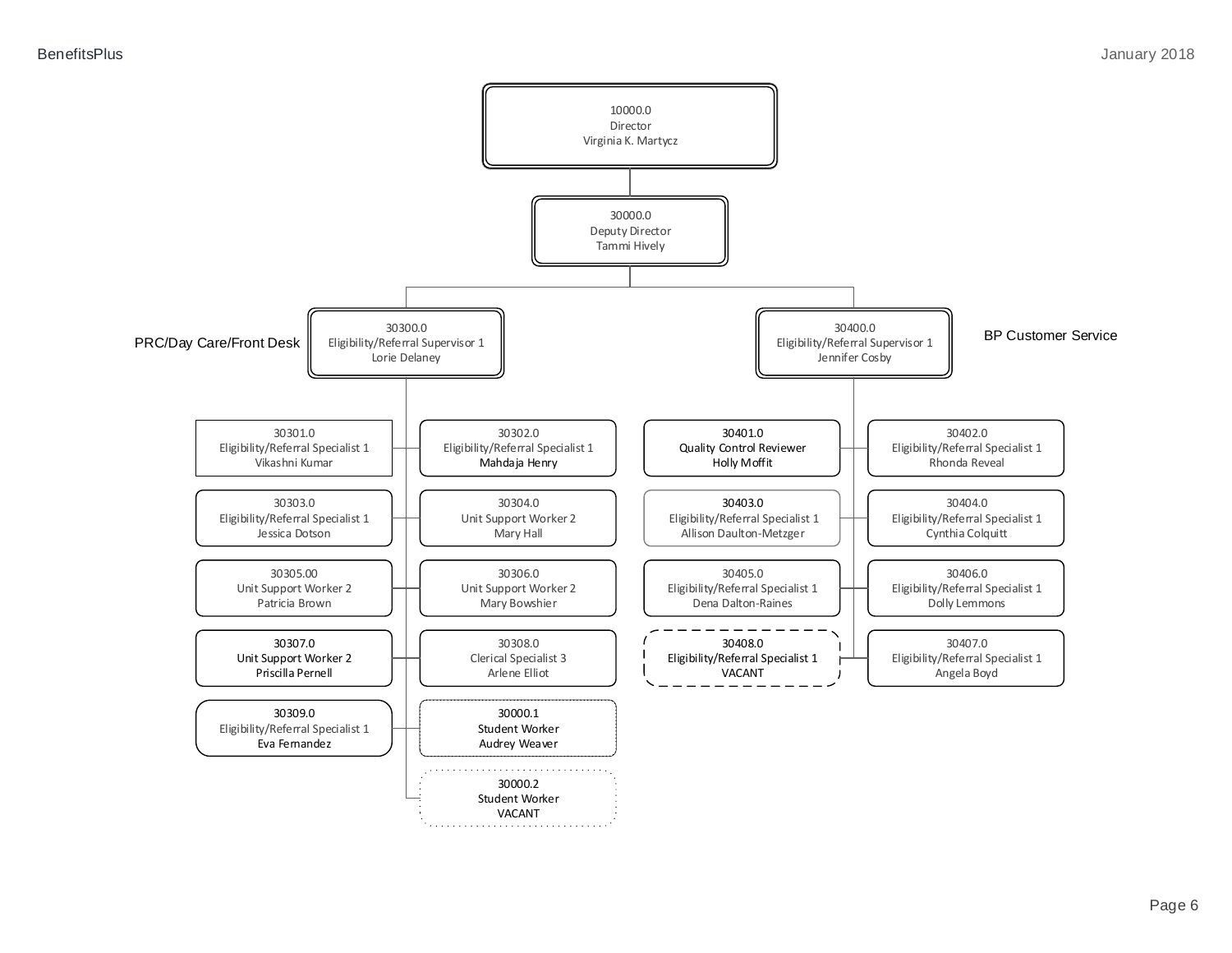**10000.0**
Director
Virginia K. Martycz

**30000.0**
Deputy Director
Tammi Hively

## PRC/Day Care/Front Desk

**30300.0**
Eligibility/Referral Supervisor 1
Lorie Delaney

- 30301.0 – Eligibility/Referral Specialist 1 – Vikashni Kumar
- 30302.0 – Eligibility/Referral Specialist 1 – Mahdaja Henry
- 30303.0 – Eligibility/Referral Specialist 1 – Jessica Dotson
- 30304.0 – Unit Support Worker 2 – Mary Hall
- 30305.00 – Unit Support Worker 2 – Patricia Brown
- 30306.0 – Unit Support Worker 2 – Mary Bowshier
- 30307.0 – Unit Support Worker 2 – Priscilla Pernell
- 30308.0 – Clerical Specialist 3 – Arlene Elliot
- 30309.0 – Eligibility/Referral Specialist 1 – Eva Fernandez
- 30000.1 – Student Worker – Audrey Weaver
- 30000.2 – Student Worker – VACANT

## BP Customer Service

**30400.0**
Eligibility/Referral Supervisor 1
Jennifer Cosby

- 30401.0 – Quality Control Reviewer – Holly Moffit
- 30402.0 – Eligibility/Referral Specialist 1 – Rhonda Reveal
- 30403.0 – Eligibility/Referral Specialist 1 – Allison Daulton-Metzger
- 30404.0 – Eligibility/Referral Specialist 1 – Cynthia Colquitt
- 30405.0 – Eligibility/Referral Specialist 1 – Dena Dalton-Raines
- 30406.0 – Eligibility/Referral Specialist 1 – Dolly Lemmons
- 30408.0 – Eligibility/Referral Specialist 1 – VACANT
- 30407.0 – Eligibility/Referral Specialist 1 – Angela Boyd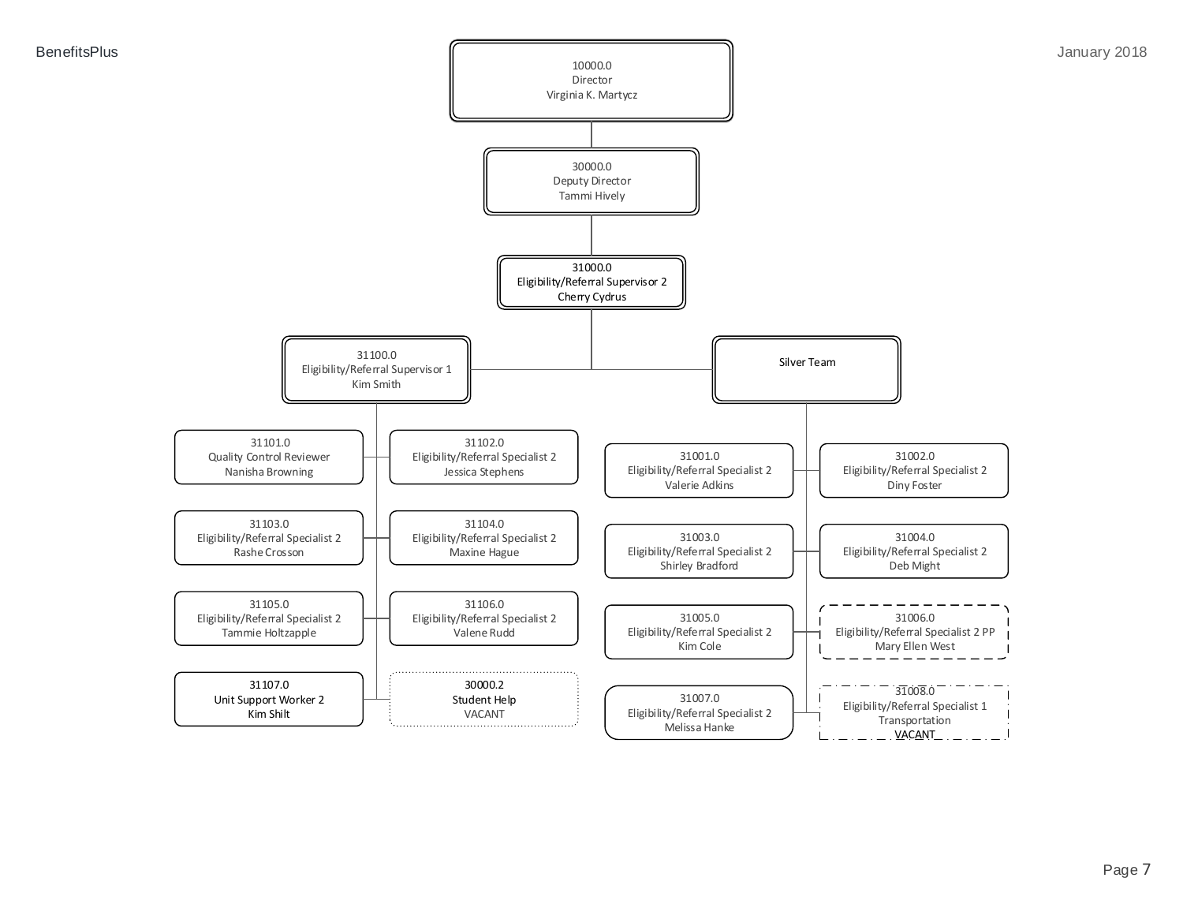- **10000.0** Director — Virginia K. Martycz
  - **30000.0** Deputy Director — Tammi Hively
    - **31000.0** Eligibility/Referral Supervisor 2 — Cherry Cydrus
      - **31100.0** Eligibility/Referral Supervisor 1 — Kim Smith
        - 31101.0 Quality Control Reviewer — Nanisha Browning
        - 31102.0 Eligibility/Referral Specialist 2 — Jessica Stephens
        - 31103.0 Eligibility/Referral Specialist 2 — Rashe Crosson
        - 31104.0 Eligibility/Referral Specialist 2 — Maxine Hague
        - 31105.0 Eligibility/Referral Specialist 2 — Tammie Holtzapple
        - 31106.0 Eligibility/Referral Specialist 2 — Valene Rudd
        - 31107.0 Unit Support Worker 2 — Kim Shilt
        - 30000.2 Student Help — VACANT
      - **Silver Team**
        - 31001.0 Eligibility/Referral Specialist 2 — Valerie Adkins
        - 31002.0 Eligibility/Referral Specialist 2 — Diny Foster
        - 31003.0 Eligibility/Referral Specialist 2 — Shirley Bradford
        - 31004.0 Eligibility/Referral Specialist 2 — Deb Might
        - 31005.0 Eligibility/Referral Specialist 2 — Kim Cole
        - 31006.0 Eligibility/Referral Specialist 2 PP — Mary Ellen West
        - 31007.0 Eligibility/Referral Specialist 2 — Melissa Hanke
        - 31008.0 Eligibility/Referral Specialist 1 Transportation — VACANT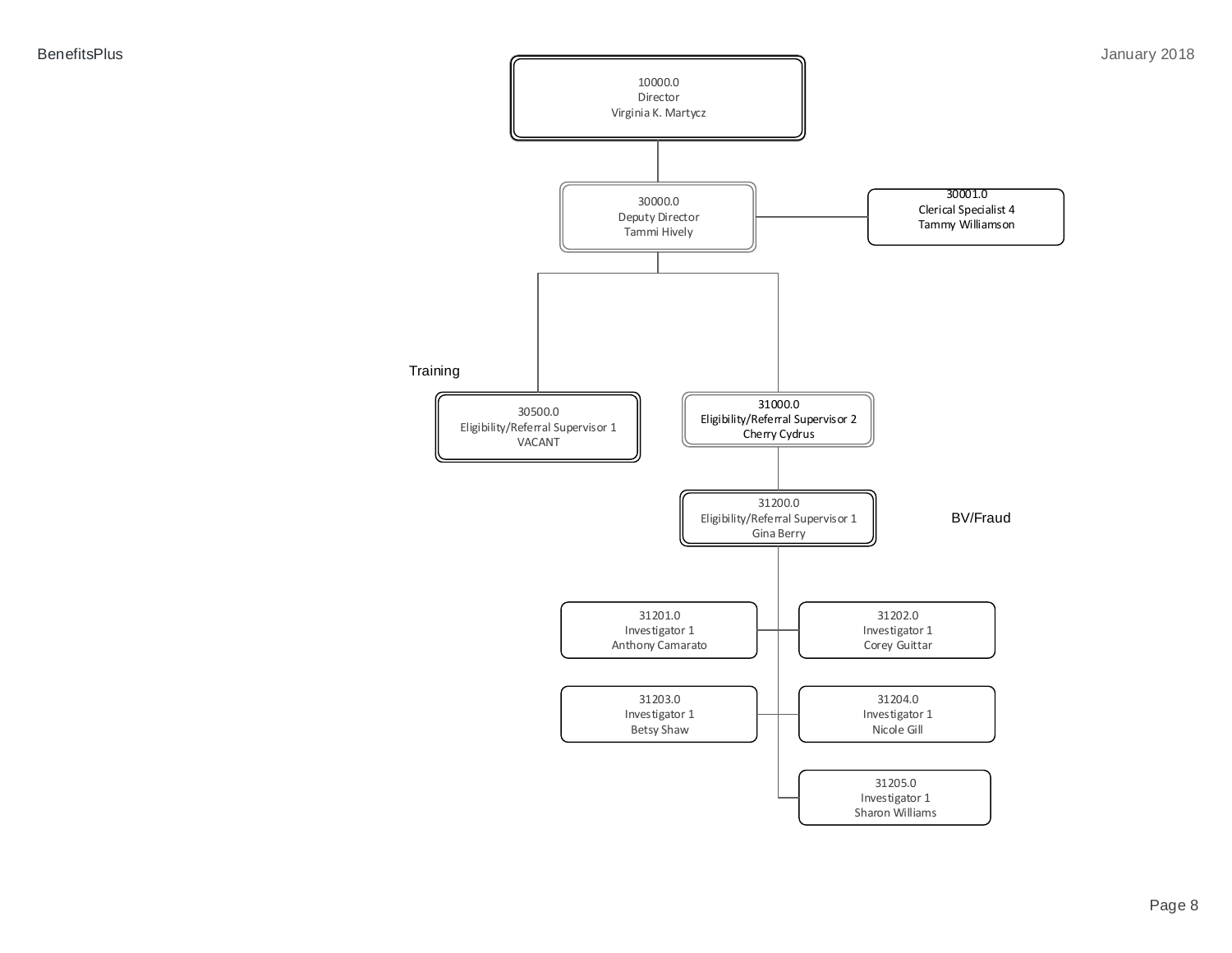- 10000.0 Director — Virginia K. Martycz
  - 30000.0 Deputy Director — Tammi Hively
    - 30001.0 Clerical Specialist 4 — Tammy Williamson
    - **Training**
      - 30500.0 Eligibility/Referral Supervisor 1 — VACANT
    - 31000.0 Eligibility/Referral Supervisor 2 — Cherry Cydrus
      - **BV/Fraud**
        - 31200.0 Eligibility/Referral Supervisor 1 — Gina Berry
          - 31201.0 Investigator 1 — Anthony Camarato
          - 31202.0 Investigator 1 — Corey Guittar
          - 31203.0 Investigator 1 — Betsy Shaw
          - 31204.0 Investigator 1 — Nicole Gill
          - 31205.0 Investigator 1 — Sharon Williams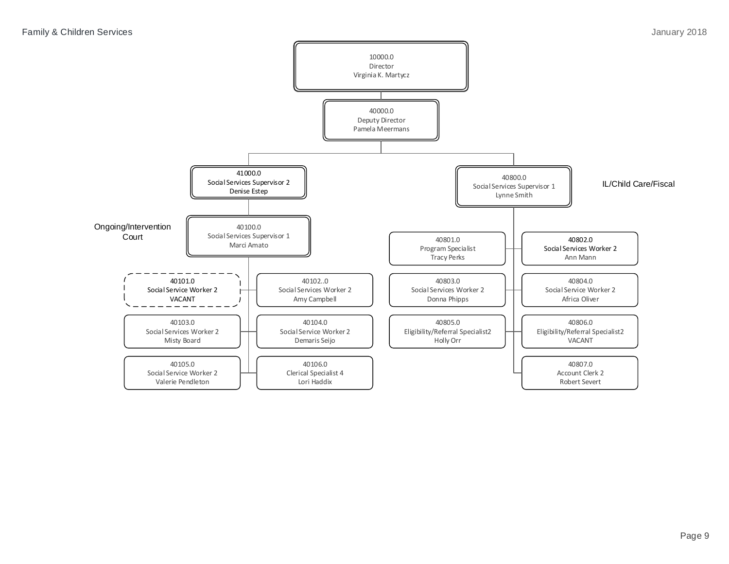Family & Children Services

January 2018

- **10000.0 — Director — Virginia K. Martycz**
  - **40000.0 — Deputy Director — Pamela Meermans**
    - **41000.0 — Social Services Supervisor 2 — Denise Estep**
      - **40100.0 — Social Services Supervisor 1 — Marci Amato** (Ongoing/Intervention Court)
        - 40101.0 — Social Service Worker 2 — VACANT
        - 40102..0 — Social Services Worker 2 — Amy Campbell
        - 40103.0 — Social Services Worker 2 — Misty Board
        - 40104.0 — Social Service Worker 2 — Demaris Seijo
        - 40105.0 — Social Service Worker 2 — Valerie Pendleton
        - 40106.0 — Clerical Specialist 4 — Lori Haddix
    - **40800.0 — Social Services Supervisor 1 — Lynne Smith** (IL/Child Care/Fiscal)
      - 40801.0 — Program Specialist — Tracy Perks
      - 40802.0 — Social Services Worker 2 — Ann Mann
      - 40803.0 — Social Services Worker 2 — Donna Phipps
      - 40804.0 — Social Service Worker 2 — Africa Oliver
      - 40805.0 — Eligibility/Referral Specialist2 — Holly Orr
      - 40806.0 — Eligibility/Referral Specialist2 — VACANT
      - 40807.0 — Account Clerk 2 — Robert Severt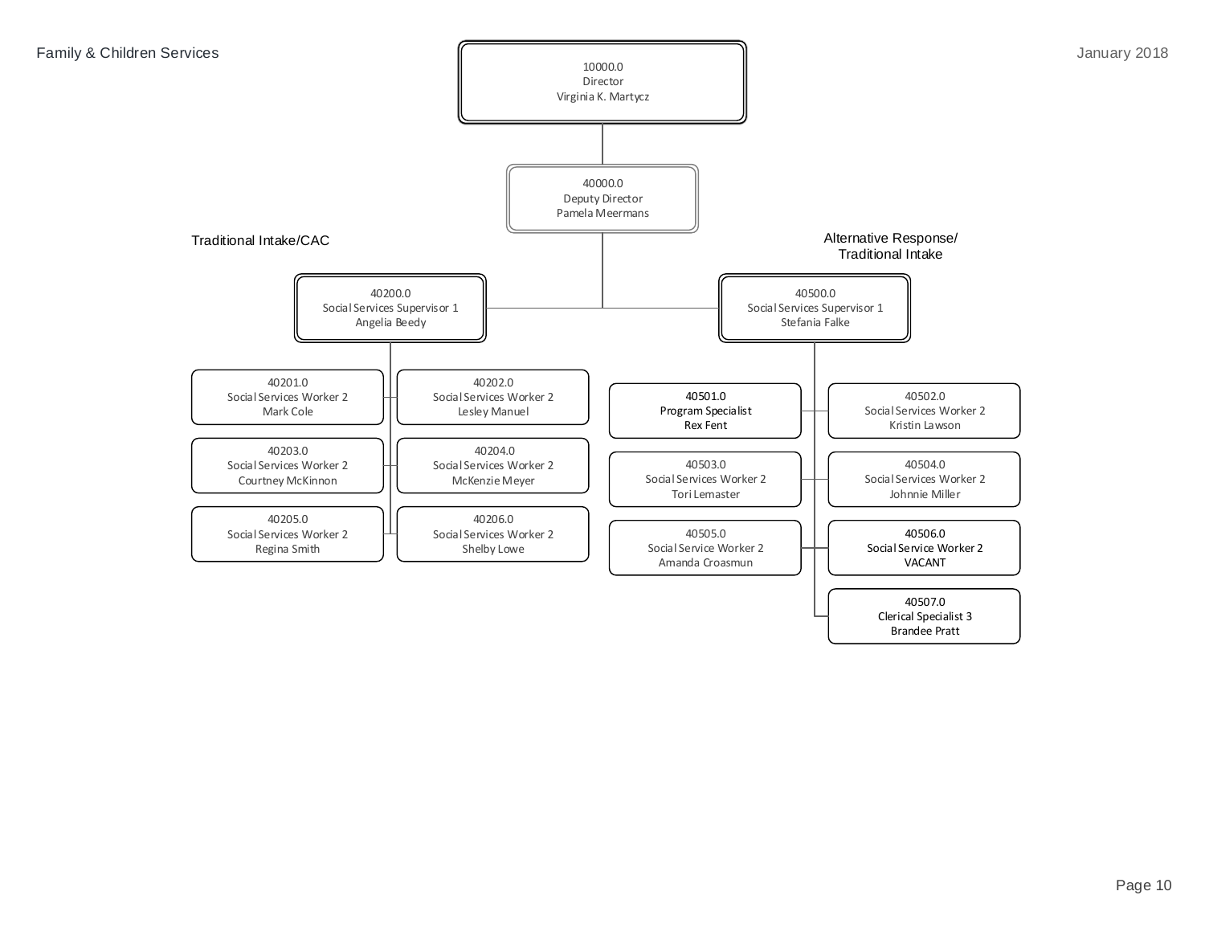Family & Children Services — January 2018

- **10000.0** Director — Virginia K. Martycz
  - **40000.0** Deputy Director — Pamela Meermans
    - **Traditional Intake/CAC**
      - **40200.0** Social Services Supervisor 1 — Angelia Beedy
        - 40201.0 Social Services Worker 2 — Mark Cole
        - 40202.0 Social Services Worker 2 — Lesley Manuel
        - 40203.0 Social Services Worker 2 — Courtney McKinnon
        - 40204.0 Social Services Worker 2 — McKenzie Meyer
        - 40205.0 Social Services Worker 2 — Regina Smith
        - 40206.0 Social Services Worker 2 — Shelby Lowe
    - **Alternative Response/ Traditional Intake**
      - **40500.0** Social Services Supervisor 1 — Stefania Falke
        - 40501.0 Program Specialist — Rex Fent
        - 40502.0 Social Services Worker 2 — Kristin Lawson
        - 40503.0 Social Services Worker 2 — Tori Lemaster
        - 40504.0 Social Services Worker 2 — Johnnie Miller
        - 40505.0 Social Service Worker 2 — Amanda Croasmun
        - 40506.0 Social Service Worker 2 — VACANT
        - 40507.0 Clerical Specialist 3 — Brandee Pratt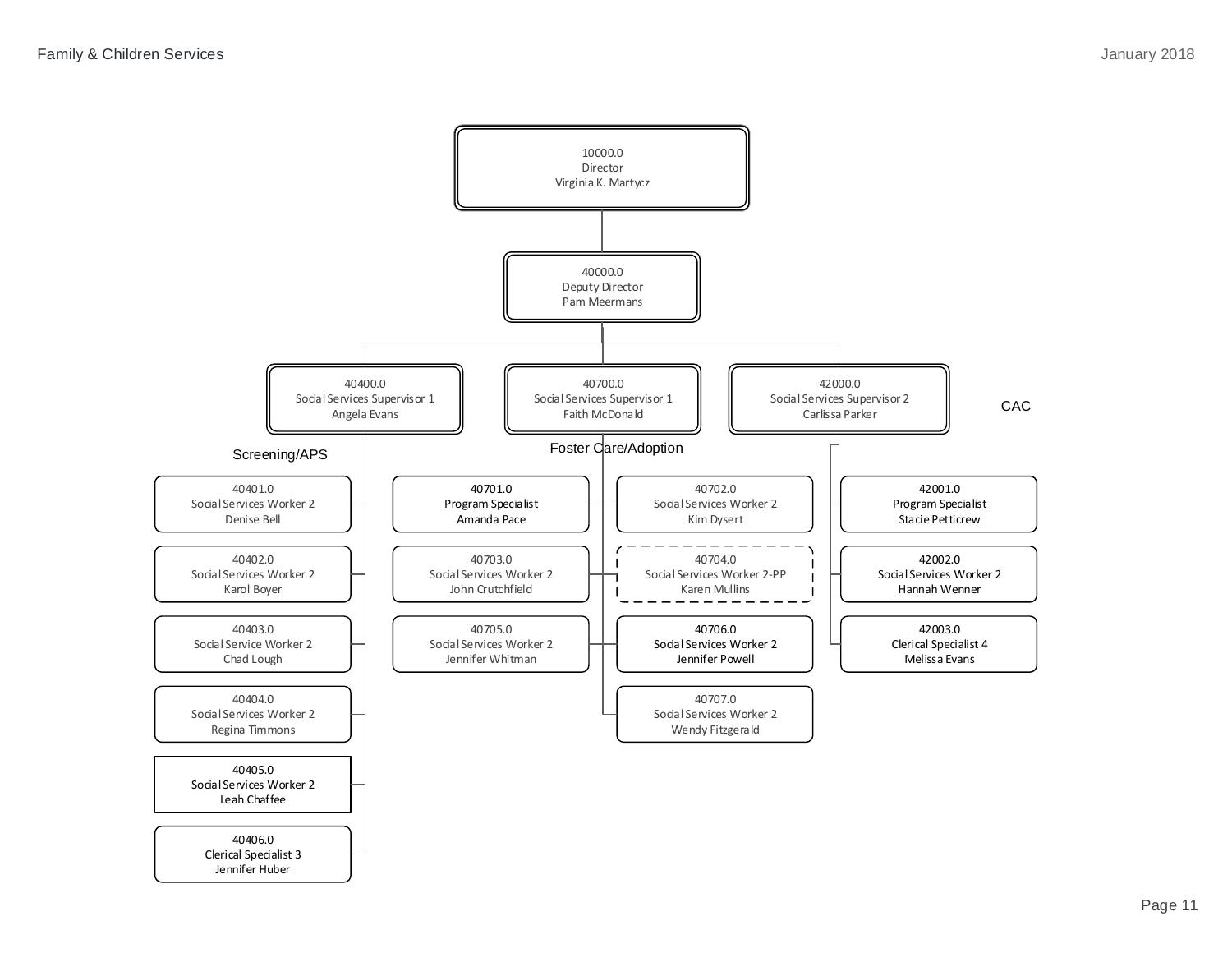# Family & Children Services

January 2018

- **10000.0 — Director — Virginia K. Martycz**
  - **40000.0 — Deputy Director — Pam Meermans**
    - **40400.0 — Social Services Supervisor 1 — Angela Evans** (Screening/APS)
      - 40401.0 — Social Services Worker 2 — Denise Bell
      - 40402.0 — Social Services Worker 2 — Karol Boyer
      - 40403.0 — Social Service Worker 2 — Chad Lough
      - 40404.0 — Social Services Worker 2 — Regina Timmons
      - 40405.0 — Social Services Worker 2 — Leah Chaffee
      - 40406.0 — Clerical Specialist 3 — Jennifer Huber
    - **40700.0 — Social Services Supervisor 1 — Faith McDonald** (Foster Care/Adoption)
      - 40701.0 — Program Specialist — Amanda Pace
      - 40702.0 — Social Services Worker 2 — Kim Dysert
      - 40703.0 — Social Services Worker 2 — John Crutchfield
      - 40704.0 — Social Services Worker 2-PP — Karen Mullins
      - 40705.0 — Social Services Worker 2 — Jennifer Whitman
      - 40706.0 — Social Services Worker 2 — Jennifer Powell
      - 40707.0 — Social Services Worker 2 — Wendy Fitzgerald
    - **42000.0 — Social Services Supervisor 2 — Carlissa Parker** (CAC)
      - 42001.0 — Program Specialist — Stacie Petticrew
      - 42002.0 — Social Services Worker 2 — Hannah Wenner
      - 42003.0 — Clerical Specialist 4 — Melissa Evans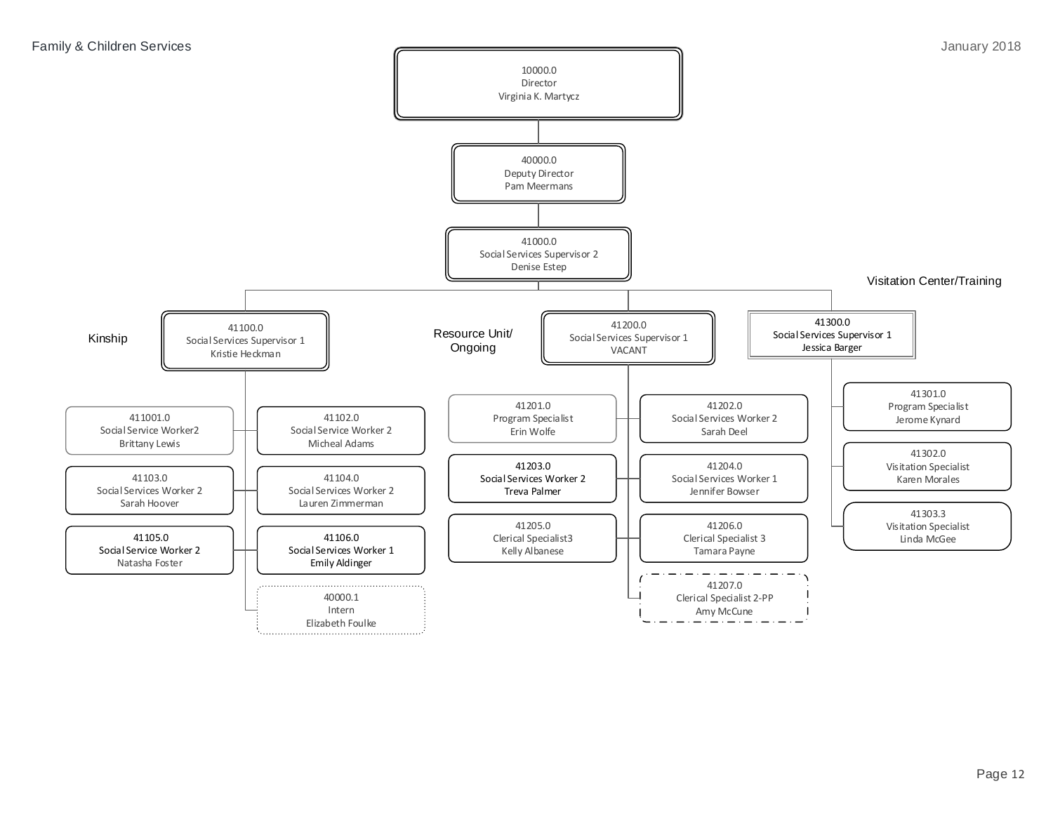Family & Children Services

January 2018

- **10000.0 — Director — Virginia K. Martycz**
  - **40000.0 — Deputy Director — Pam Meermans**
    - **41000.0 — Social Services Supervisor 2 — Denise Estep**
      - **Kinship: 41100.0 — Social Services Supervisor 1 — Kristie Heckman**
        - 411001.0 — Social Service Worker2 — Brittany Lewis
        - 41102.0 — Social Service Worker 2 — Micheal Adams
        - 41103.0 — Social Services Worker 2 — Sarah Hoover
        - 41104.0 — Social Services Worker 2 — Lauren Zimmerman
        - 41105.0 — Social Service Worker 2 — Natasha Foster
        - 41106.0 — Social Services Worker 1 — Emily Aldinger
        - 40000.1 — Intern — Elizabeth Foulke
      - **Resource Unit/ Ongoing: 41200.0 — Social Services Supervisor 1 — VACANT**
        - 41201.0 — Program Specialist — Erin Wolfe
        - 41202.0 — Social Services Worker 2 — Sarah Deel
        - 41203.0 — Social Services Worker 2 — Treva Palmer
        - 41204.0 — Social Services Worker 1 — Jennifer Bowser
        - 41205.0 — Clerical Specialist3 — Kelly Albanese
        - 41206.0 — Clerical Specialist 3 — Tamara Payne
        - 41207.0 — Clerical Specialist 2-PP — Amy McCune
      - **Visitation Center/Training: 41300.0 — Social Services Supervisor 1 — Jessica Barger**
        - 41301.0 — Program Specialist — Jerome Kynard
        - 41302.0 — Visitation Specialist — Karen Morales
        - 41303.3 — Visitation Specialist — Linda McGee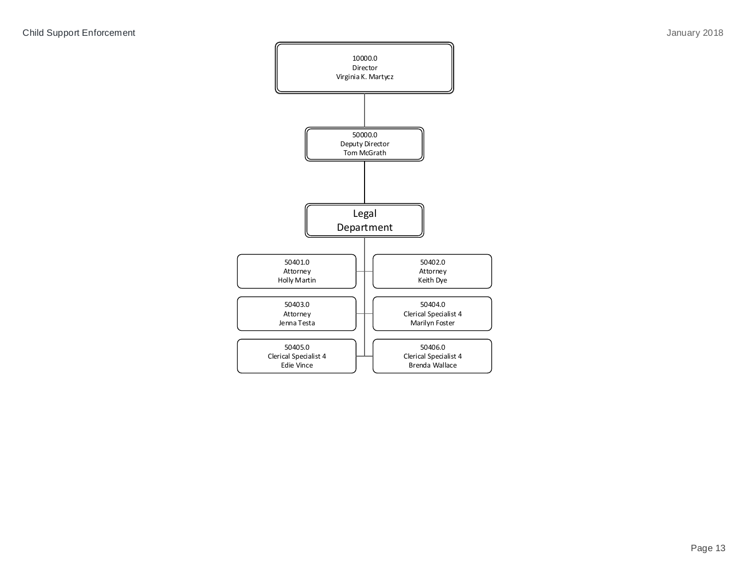10000.0
Director
Virginia K. Martycz

50000.0
Deputy Director
Tom McGrath

## Legal Department

- 50401.0 — Attorney — Holly Martin
- 50402.0 — Attorney — Keith Dye
- 50403.0 — Attorney — Jenna Testa
- 50404.0 — Clerical Specialist 4 — Marilyn Foster
- 50405.0 — Clerical Specialist 4 — Edie Vince
- 50406.0 — Clerical Specialist 4 — Brenda Wallace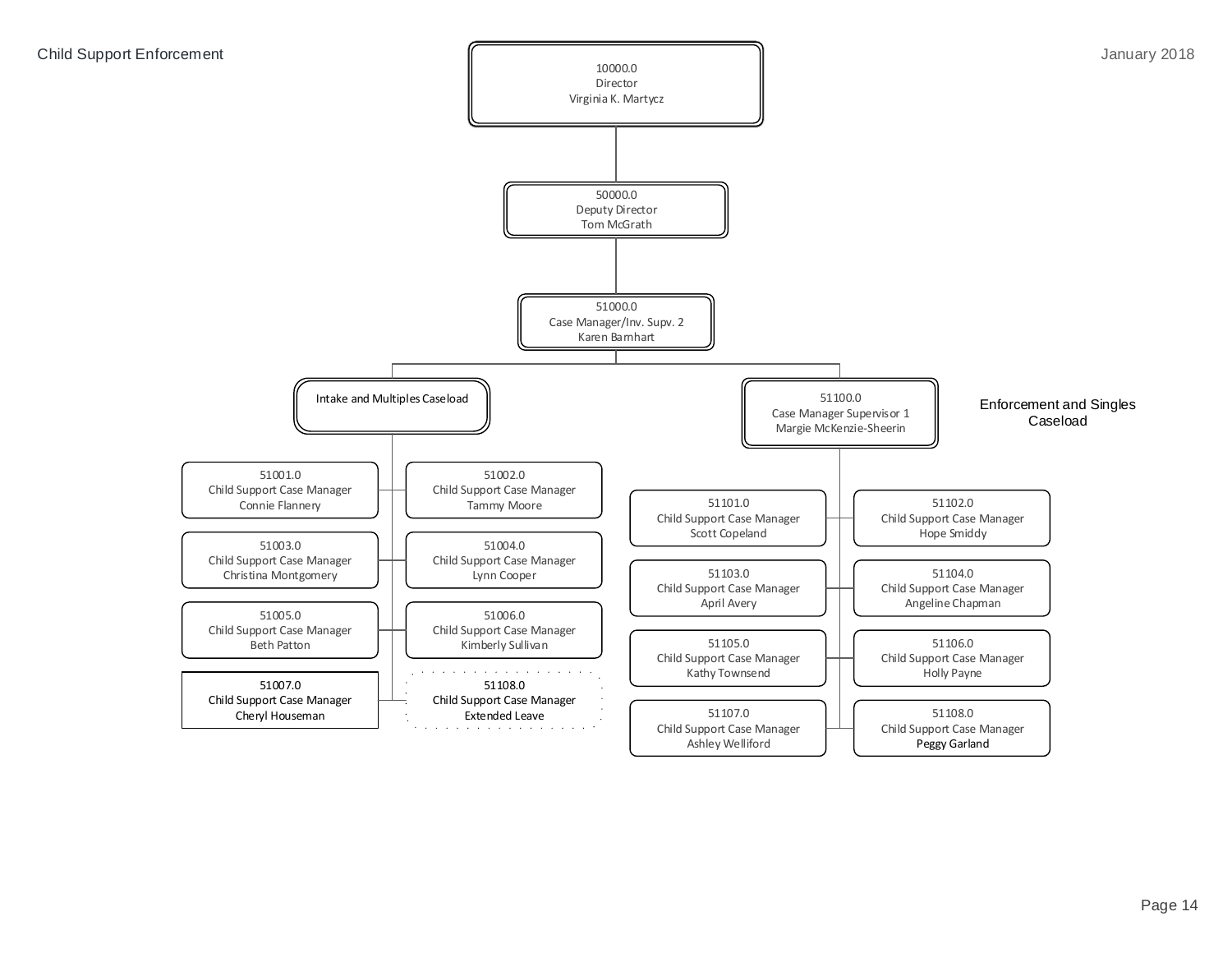# Child Support Enforcement

January 2018

- **10000.0** Director — Virginia K. Martycz
  - **50000.0** Deputy Director — Tom McGrath
    - **51000.0** Case Manager/Inv. Supv. 2 — Karen Barnhart
      - **Intake and Multiples Caseload**
        - 51001.0 Child Support Case Manager — Connie Flannery
        - 51002.0 Child Support Case Manager — Tammy Moore
        - 51003.0 Child Support Case Manager — Christina Montgomery
        - 51004.0 Child Support Case Manager — Lynn Cooper
        - 51005.0 Child Support Case Manager — Beth Patton
        - 51006.0 Child Support Case Manager — Kimberly Sullivan
        - 51007.0 Child Support Case Manager — Cheryl Houseman
        - 51108.0 Child Support Case Manager — Extended Leave
      - **51100.0** Case Manager Supervisor 1 — Margie McKenzie-Sheerin (Enforcement and Singles Caseload)
        - 51101.0 Child Support Case Manager — Scott Copeland
        - 51102.0 Child Support Case Manager — Hope Smiddy
        - 51103.0 Child Support Case Manager — April Avery
        - 51104.0 Child Support Case Manager — Angeline Chapman
        - 51105.0 Child Support Case Manager — Kathy Townsend
        - 51106.0 Child Support Case Manager — Holly Payne
        - 51107.0 Child Support Case Manager — Ashley Welliford
        - 51108.0 Child Support Case Manager — Peggy Garland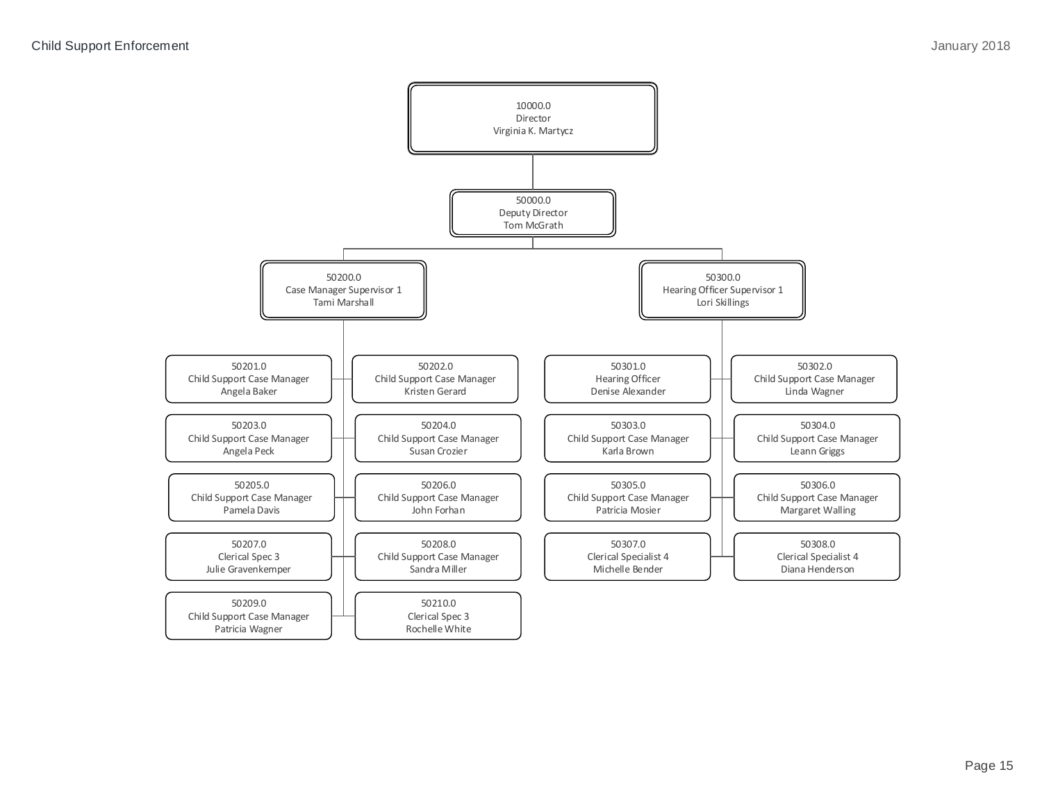Child Support Enforcement

January 2018

10000.0
Director
Virginia K. Martycz

50000.0
Deputy Director
Tom McGrath

50200.0
Case Manager Supervisor 1
Tami Marshall

50201.0
Child Support Case Manager
Angela Baker

50202.0
Child Support Case Manager
Kristen Gerard

50203.0
Child Support Case Manager
Angela Peck

50204.0
Child Support Case Manager
Susan Crozier

50205.0
Child Support Case Manager
Pamela Davis

50206.0
Child Support Case Manager
John Forhan

50207.0
Clerical Spec 3
Julie Gravenkemper

50208.0
Child Support Case Manager
Sandra Miller

50209.0
Child Support Case Manager
Patricia Wagner

50210.0
Clerical Spec 3
Rochelle White

50300.0
Hearing Officer Supervisor 1
Lori Skillings

50301.0
Hearing Officer
Denise Alexander

50302.0
Child Support Case Manager
Linda Wagner

50303.0
Child Support Case Manager
Karla Brown

50304.0
Child Support Case Manager
Leann Griggs

50305.0
Child Support Case Manager
Patricia Mosier

50306.0
Child Support Case Manager
Margaret Walling

50307.0
Clerical Specialist 4
Michelle Bender

50308.0
Clerical Specialist 4
Diana Henderson